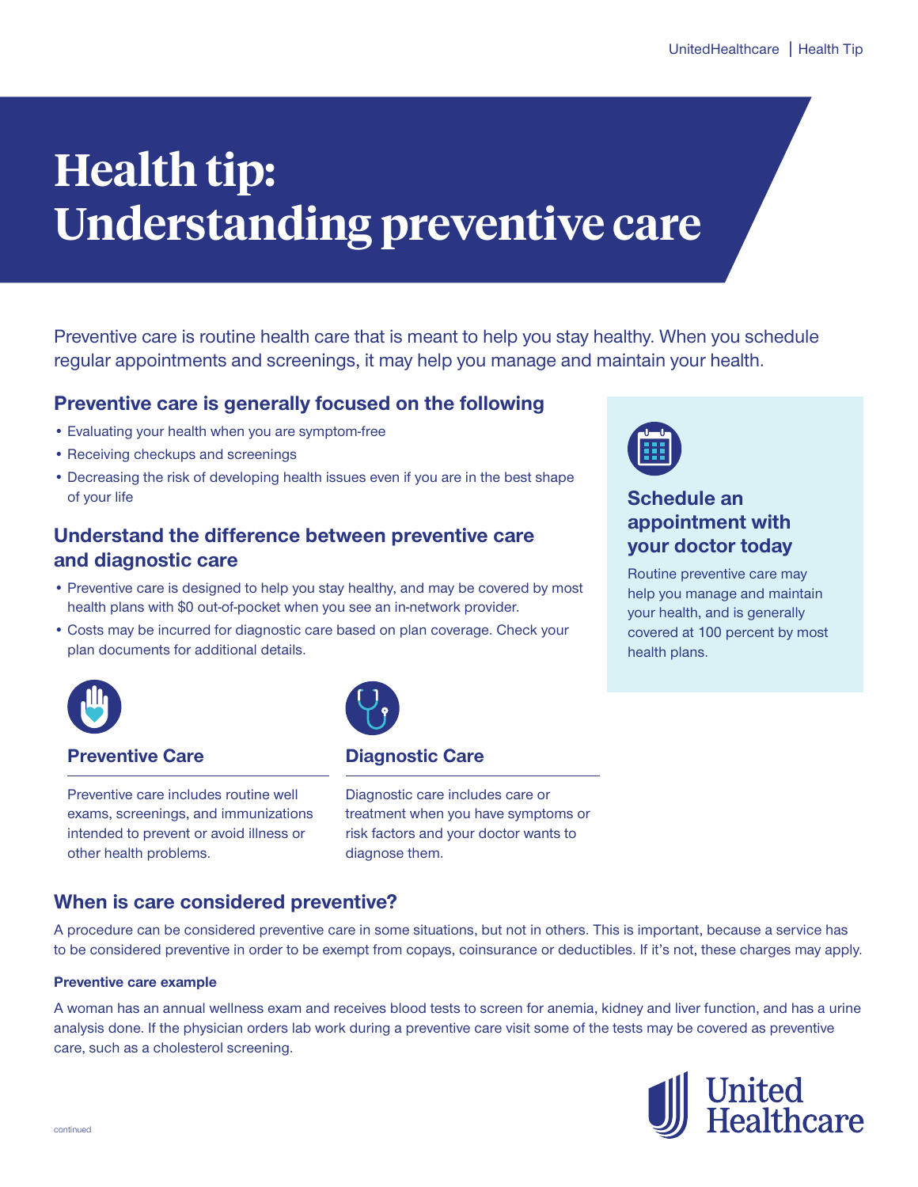# Health tip: Understanding preventive care

Preventive care is routine health care that is meant to help you stay healthy. When you schedule regular appointments and screenings, it may help you manage and maintain your health.

## Preventive care is generally focused on the following

- Evaluating your health when you are symptom-free
- Receiving checkups and screenings
- Decreasing the risk of developing health issues even if you are in the best shape of your life

## Understand the difference between preventive care and diagnostic care

- Preventive care is designed to help you stay healthy, and may be covered by most health plans with $0 out-of-pocket when you see an in-network provider.
- Costs may be incurred for diagnostic care based on plan coverage. Check your plan documents for additional details.

### Preventive Care

Preventive care includes routine well exams, screenings, and immunizations intended to prevent or avoid illness or other health problems.

### Diagnostic Care

Diagnostic care includes care or treatment when you have symptoms or risk factors and your doctor wants to diagnose them.

### Schedule an appointment with your doctor today

Routine preventive care may help you manage and maintain your health, and is generally covered at 100 percent by most health plans.

## When is care considered preventive?

A procedure can be considered preventive care in some situations, but not in others. This is important, because a service has to be considered preventive in order to be exempt from copays, coinsurance or deductibles. If it's not, these charges may apply.

**Preventive care example**

A woman has an annual wellness exam and receives blood tests to screen for anemia, kidney and liver function, and has a urine analysis done. If the physician orders lab work during a preventive care visit some of the tests may be covered as preventive care, such as a cholesterol screening.

continued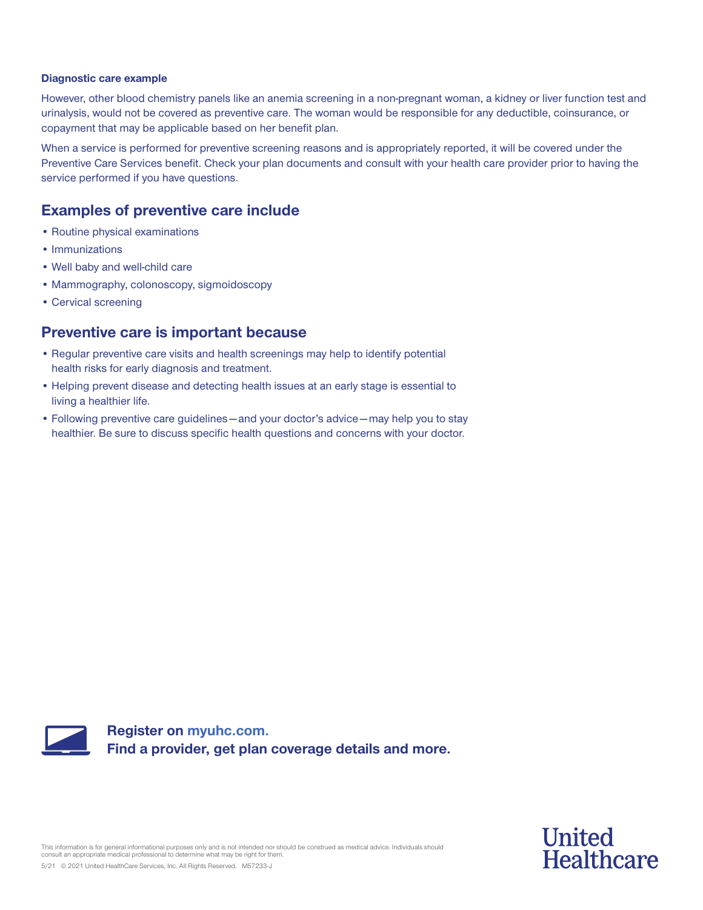**Diagnostic care example**

However, other blood chemistry panels like an anemia screening in a non-pregnant woman, a kidney or liver function test and urinalysis, would not be covered as preventive care. The woman would be responsible for any deductible, coinsurance, or copayment that may be applicable based on her benefit plan.

When a service is performed for preventive screening reasons and is appropriately reported, it will be covered under the Preventive Care Services benefit. Check your plan documents and consult with your health care provider prior to having the service performed if you have questions.

## Examples of preventive care include

- Routine physical examinations
- Immunizations
- Well baby and well-child care
- Mammography, colonoscopy, sigmoidoscopy
- Cervical screening

## Preventive care is important because

- Regular preventive care visits and health screenings may help to identify potential health risks for early diagnosis and treatment.
- Helping prevent disease and detecting health issues at an early stage is essential to living a healthier life.
- Following preventive care guidelines—and your doctor's advice—may help you to stay healthier. Be sure to discuss specific health questions and concerns with your doctor.

**Register on myuhc.com.**
**Find a provider, get plan coverage details and more.**

This information is for general informational purposes only and is not intended nor should be construed as medical advice. Individuals should consult an appropriate medical professional to determine what may be right for them.

5/21 © 2021 United HealthCare Services, Inc. All Rights Reserved. M57233-J

United Healthcare